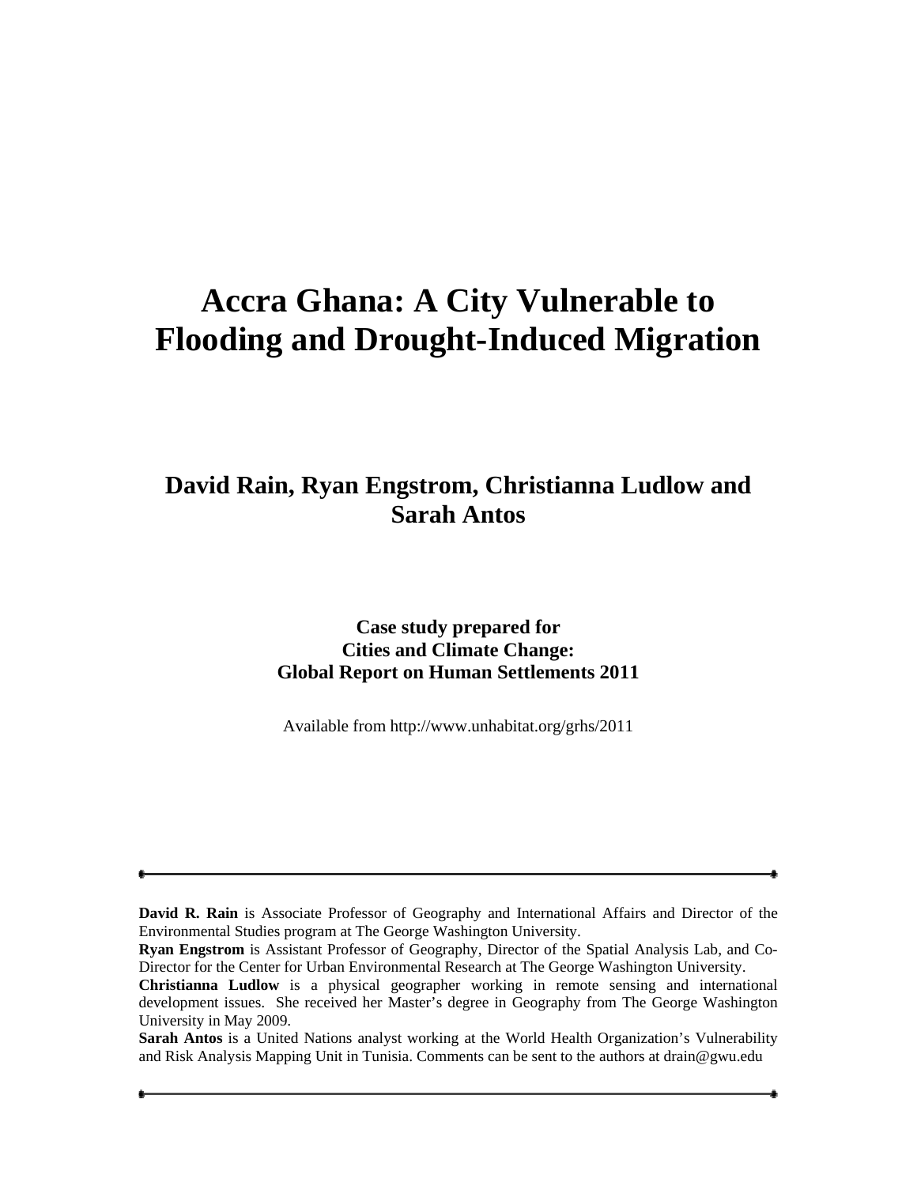# Accra Ghana: A City Vulnerable to Flooding and Drought-Induced Migration

## David Rain, Ryan Engstrom, Christianna Ludlow and Sarah Antos

**Case study prepared for**
**Cities and Climate Change:**
**Global Report on Human Settlements 2011**

Available from http://www.unhabitat.org/grhs/2011

---

**David R. Rain** is Associate Professor of Geography and International Affairs and Director of the Environmental Studies program at The George Washington University.

**Ryan Engstrom** is Assistant Professor of Geography, Director of the Spatial Analysis Lab, and Co-Director for the Center for Urban Environmental Research at The George Washington University.

**Christianna Ludlow** is a physical geographer working in remote sensing and international development issues. She received her Master's degree in Geography from The George Washington University in May 2009.

**Sarah Antos** is a United Nations analyst working at the World Health Organization's Vulnerability and Risk Analysis Mapping Unit in Tunisia. Comments can be sent to the authors at drain@gwu.edu

---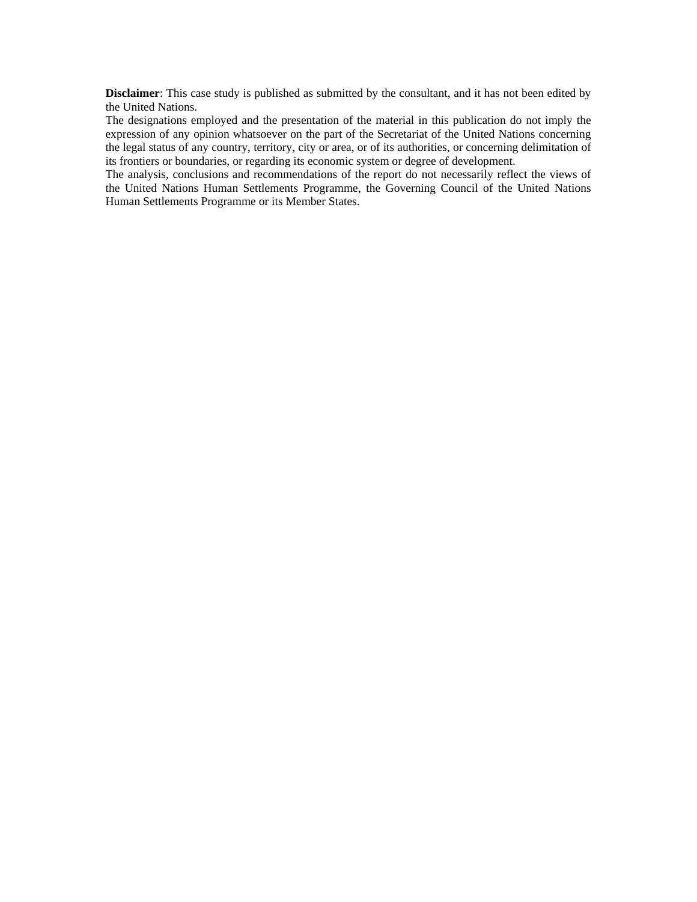**Disclaimer**: This case study is published as submitted by the consultant, and it has not been edited by the United Nations.

The designations employed and the presentation of the material in this publication do not imply the expression of any opinion whatsoever on the part of the Secretariat of the United Nations concerning the legal status of any country, territory, city or area, or of its authorities, or concerning delimitation of its frontiers or boundaries, or regarding its economic system or degree of development.

The analysis, conclusions and recommendations of the report do not necessarily reflect the views of the United Nations Human Settlements Programme, the Governing Council of the United Nations Human Settlements Programme or its Member States.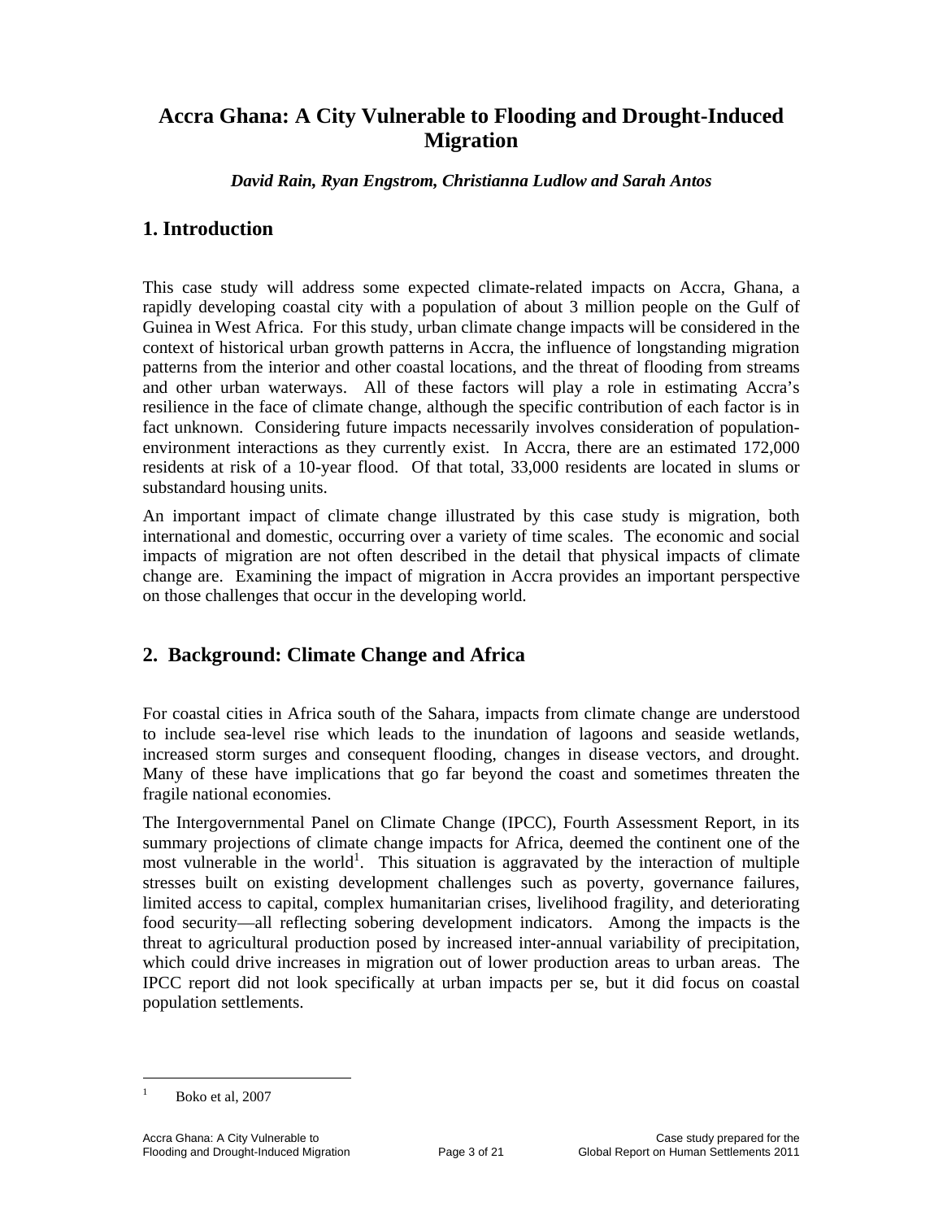# Accra Ghana: A City Vulnerable to Flooding and Drought-Induced Migration

***David Rain, Ryan Engstrom, Christianna Ludlow and Sarah Antos***

## 1. Introduction

This case study will address some expected climate-related impacts on Accra, Ghana, a rapidly developing coastal city with a population of about 3 million people on the Gulf of Guinea in West Africa. For this study, urban climate change impacts will be considered in the context of historical urban growth patterns in Accra, the influence of longstanding migration patterns from the interior and other coastal locations, and the threat of flooding from streams and other urban waterways. All of these factors will play a role in estimating Accra's resilience in the face of climate change, although the specific contribution of each factor is in fact unknown. Considering future impacts necessarily involves consideration of population-environment interactions as they currently exist. In Accra, there are an estimated 172,000 residents at risk of a 10-year flood. Of that total, 33,000 residents are located in slums or substandard housing units.

An important impact of climate change illustrated by this case study is migration, both international and domestic, occurring over a variety of time scales. The economic and social impacts of migration are not often described in the detail that physical impacts of climate change are. Examining the impact of migration in Accra provides an important perspective on those challenges that occur in the developing world.

## 2. Background: Climate Change and Africa

For coastal cities in Africa south of the Sahara, impacts from climate change are understood to include sea-level rise which leads to the inundation of lagoons and seaside wetlands, increased storm surges and consequent flooding, changes in disease vectors, and drought. Many of these have implications that go far beyond the coast and sometimes threaten the fragile national economies.

The Intergovernmental Panel on Climate Change (IPCC), Fourth Assessment Report, in its summary projections of climate change impacts for Africa, deemed the continent one of the most vulnerable in the world[1]. This situation is aggravated by the interaction of multiple stresses built on existing development challenges such as poverty, governance failures, limited access to capital, complex humanitarian crises, livelihood fragility, and deteriorating food security—all reflecting sobering development indicators. Among the impacts is the threat to agricultural production posed by increased inter-annual variability of precipitation, which could drive increases in migration out of lower production areas to urban areas. The IPCC report did not look specifically at urban impacts per se, but it did focus on coastal population settlements.

---

[1] Boko et al, 2007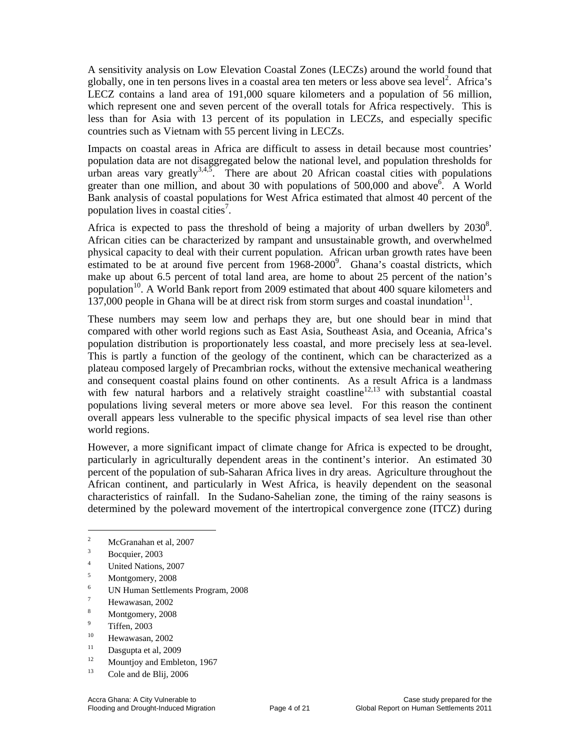A sensitivity analysis on Low Elevation Coastal Zones (LECZs) around the world found that globally, one in ten persons lives in a coastal area ten meters or less above sea level[2]. Africa's LECZ contains a land area of 191,000 square kilometers and a population of 56 million, which represent one and seven percent of the overall totals for Africa respectively. This is less than for Asia with 13 percent of its population in LECZs, and especially specific countries such as Vietnam with 55 percent living in LECZs.

Impacts on coastal areas in Africa are difficult to assess in detail because most countries' population data are not disaggregated below the national level, and population thresholds for urban areas vary greatly[3,4,5]. There are about 20 African coastal cities with populations greater than one million, and about 30 with populations of 500,000 and above[6]. A World Bank analysis of coastal populations for West Africa estimated that almost 40 percent of the population lives in coastal cities[7].

Africa is expected to pass the threshold of being a majority of urban dwellers by 2030[8]. African cities can be characterized by rampant and unsustainable growth, and overwhelmed physical capacity to deal with their current population. African urban growth rates have been estimated to be at around five percent from 1968-2000[9]. Ghana's coastal districts, which make up about 6.5 percent of total land area, are home to about 25 percent of the nation's population[10]. A World Bank report from 2009 estimated that about 400 square kilometers and 137,000 people in Ghana will be at direct risk from storm surges and coastal inundation[11].

These numbers may seem low and perhaps they are, but one should bear in mind that compared with other world regions such as East Asia, Southeast Asia, and Oceania, Africa's population distribution is proportionately less coastal, and more precisely less at sea-level. This is partly a function of the geology of the continent, which can be characterized as a plateau composed largely of Precambrian rocks, without the extensive mechanical weathering and consequent coastal plains found on other continents. As a result Africa is a landmass with few natural harbors and a relatively straight coastline[12,13] with substantial coastal populations living several meters or more above sea level. For this reason the continent overall appears less vulnerable to the specific physical impacts of sea level rise than other world regions.

However, a more significant impact of climate change for Africa is expected to be drought, particularly in agriculturally dependent areas in the continent's interior. An estimated 30 percent of the population of sub-Saharan Africa lives in dry areas. Agriculture throughout the African continent, and particularly in West Africa, is heavily dependent on the seasonal characteristics of rainfall. In the Sudano-Sahelian zone, the timing of the rainy seasons is determined by the poleward movement of the intertropical convergence zone (ITCZ) during

---

[2] McGranahan et al, 2007
[3] Bocquier, 2003
[4] United Nations, 2007
[5] Montgomery, 2008
[6] UN Human Settlements Program, 2008
[7] Hewawasan, 2002
[8] Montgomery, 2008
[9] Tiffen, 2003
[10] Hewawasan, 2002
[11] Dasgupta et al, 2009
[12] Mountjoy and Embleton, 1967
[13] Cole and de Blij, 2006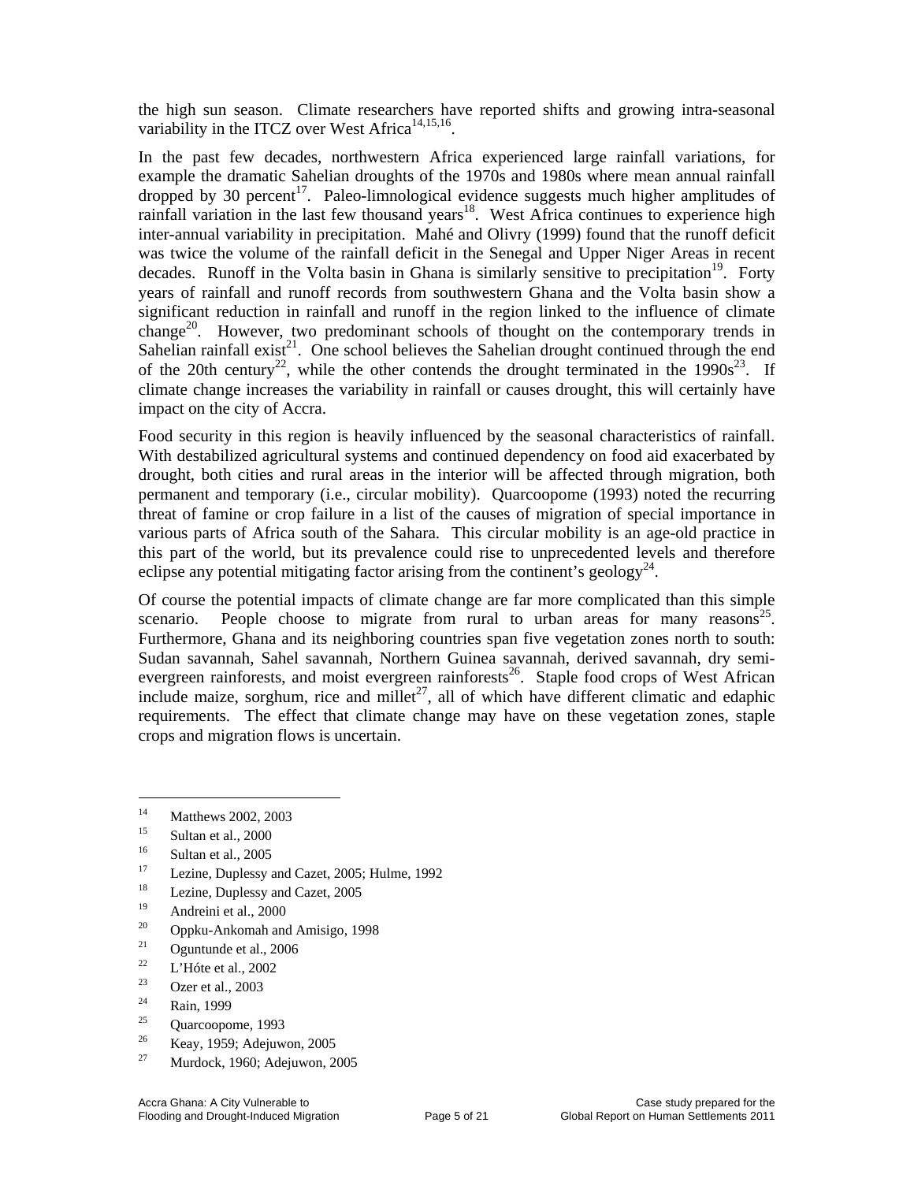the high sun season. Climate researchers have reported shifts and growing intra-seasonal variability in the ITCZ over West Africa[14,15,16].

In the past few decades, northwestern Africa experienced large rainfall variations, for example the dramatic Sahelian droughts of the 1970s and 1980s where mean annual rainfall dropped by 30 percent[17]. Paleo-limnological evidence suggests much higher amplitudes of rainfall variation in the last few thousand years[18]. West Africa continues to experience high inter-annual variability in precipitation. Mahé and Olivry (1999) found that the runoff deficit was twice the volume of the rainfall deficit in the Senegal and Upper Niger Areas in recent decades. Runoff in the Volta basin in Ghana is similarly sensitive to precipitation[19]. Forty years of rainfall and runoff records from southwestern Ghana and the Volta basin show a significant reduction in rainfall and runoff in the region linked to the influence of climate change[20]. However, two predominant schools of thought on the contemporary trends in Sahelian rainfall exist[21]. One school believes the Sahelian drought continued through the end of the 20th century[22], while the other contends the drought terminated in the 1990s[23]. If climate change increases the variability in rainfall or causes drought, this will certainly have impact on the city of Accra.

Food security in this region is heavily influenced by the seasonal characteristics of rainfall. With destabilized agricultural systems and continued dependency on food aid exacerbated by drought, both cities and rural areas in the interior will be affected through migration, both permanent and temporary (i.e., circular mobility). Quarcoopome (1993) noted the recurring threat of famine or crop failure in a list of the causes of migration of special importance in various parts of Africa south of the Sahara. This circular mobility is an age-old practice in this part of the world, but its prevalence could rise to unprecedented levels and therefore eclipse any potential mitigating factor arising from the continent's geology[24].

Of course the potential impacts of climate change are far more complicated than this simple scenario. People choose to migrate from rural to urban areas for many reasons[25]. Furthermore, Ghana and its neighboring countries span five vegetation zones north to south: Sudan savannah, Sahel savannah, Northern Guinea savannah, derived savannah, dry semi-evergreen rainforests, and moist evergreen rainforests[26]. Staple food crops of West African include maize, sorghum, rice and millet[27], all of which have different climatic and edaphic requirements. The effect that climate change may have on these vegetation zones, staple crops and migration flows is uncertain.

---

[14] Matthews 2002, 2003

[15] Sultan et al., 2000

[16] Sultan et al., 2005

[17] Lezine, Duplessy and Cazet, 2005; Hulme, 1992

[18] Lezine, Duplessy and Cazet, 2005

[19] Andreini et al., 2000

[20] Oppku-Ankomah and Amisigo, 1998

[21] Oguntunde et al., 2006

[22] L'Hóte et al., 2002

[23] Ozer et al., 2003

[24] Rain, 1999

[25] Quarcoopome, 1993

[26] Keay, 1959; Adejuwon, 2005

[27] Murdock, 1960; Adejuwon, 2005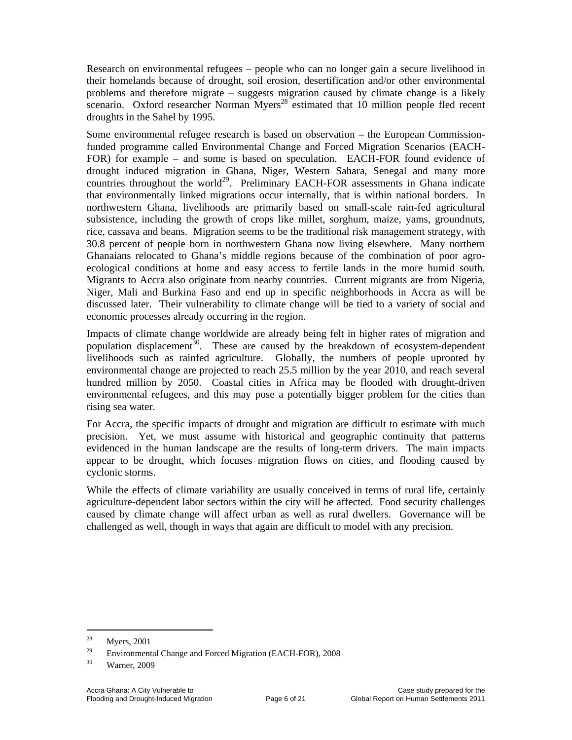Research on environmental refugees – people who can no longer gain a secure livelihood in their homelands because of drought, soil erosion, desertification and/or other environmental problems and therefore migrate – suggests migration caused by climate change is a likely scenario. Oxford researcher Norman Myers[28] estimated that 10 million people fled recent droughts in the Sahel by 1995.

Some environmental refugee research is based on observation – the European Commission-funded programme called Environmental Change and Forced Migration Scenarios (EACH-FOR) for example – and some is based on speculation. EACH-FOR found evidence of drought induced migration in Ghana, Niger, Western Sahara, Senegal and many more countries throughout the world[29]. Preliminary EACH-FOR assessments in Ghana indicate that environmentally linked migrations occur internally, that is within national borders. In northwestern Ghana, livelihoods are primarily based on small-scale rain-fed agricultural subsistence, including the growth of crops like millet, sorghum, maize, yams, groundnuts, rice, cassava and beans. Migration seems to be the traditional risk management strategy, with 30.8 percent of people born in northwestern Ghana now living elsewhere. Many northern Ghanaians relocated to Ghana's middle regions because of the combination of poor agro-ecological conditions at home and easy access to fertile lands in the more humid south. Migrants to Accra also originate from nearby countries. Current migrants are from Nigeria, Niger, Mali and Burkina Faso and end up in specific neighborhoods in Accra as will be discussed later. Their vulnerability to climate change will be tied to a variety of social and economic processes already occurring in the region.

Impacts of climate change worldwide are already being felt in higher rates of migration and population displacement[30]. These are caused by the breakdown of ecosystem-dependent livelihoods such as rainfed agriculture. Globally, the numbers of people uprooted by environmental change are projected to reach 25.5 million by the year 2010, and reach several hundred million by 2050. Coastal cities in Africa may be flooded with drought-driven environmental refugees, and this may pose a potentially bigger problem for the cities than rising sea water.

For Accra, the specific impacts of drought and migration are difficult to estimate with much precision. Yet, we must assume with historical and geographic continuity that patterns evidenced in the human landscape are the results of long-term drivers. The main impacts appear to be drought, which focuses migration flows on cities, and flooding caused by cyclonic storms.

While the effects of climate variability are usually conceived in terms of rural life, certainly agriculture-dependent labor sectors within the city will be affected. Food security challenges caused by climate change will affect urban as well as rural dwellers. Governance will be challenged as well, though in ways that again are difficult to model with any precision.

---

[28] Myers, 2001

[29] Environmental Change and Forced Migration (EACH-FOR), 2008

[30] Warner, 2009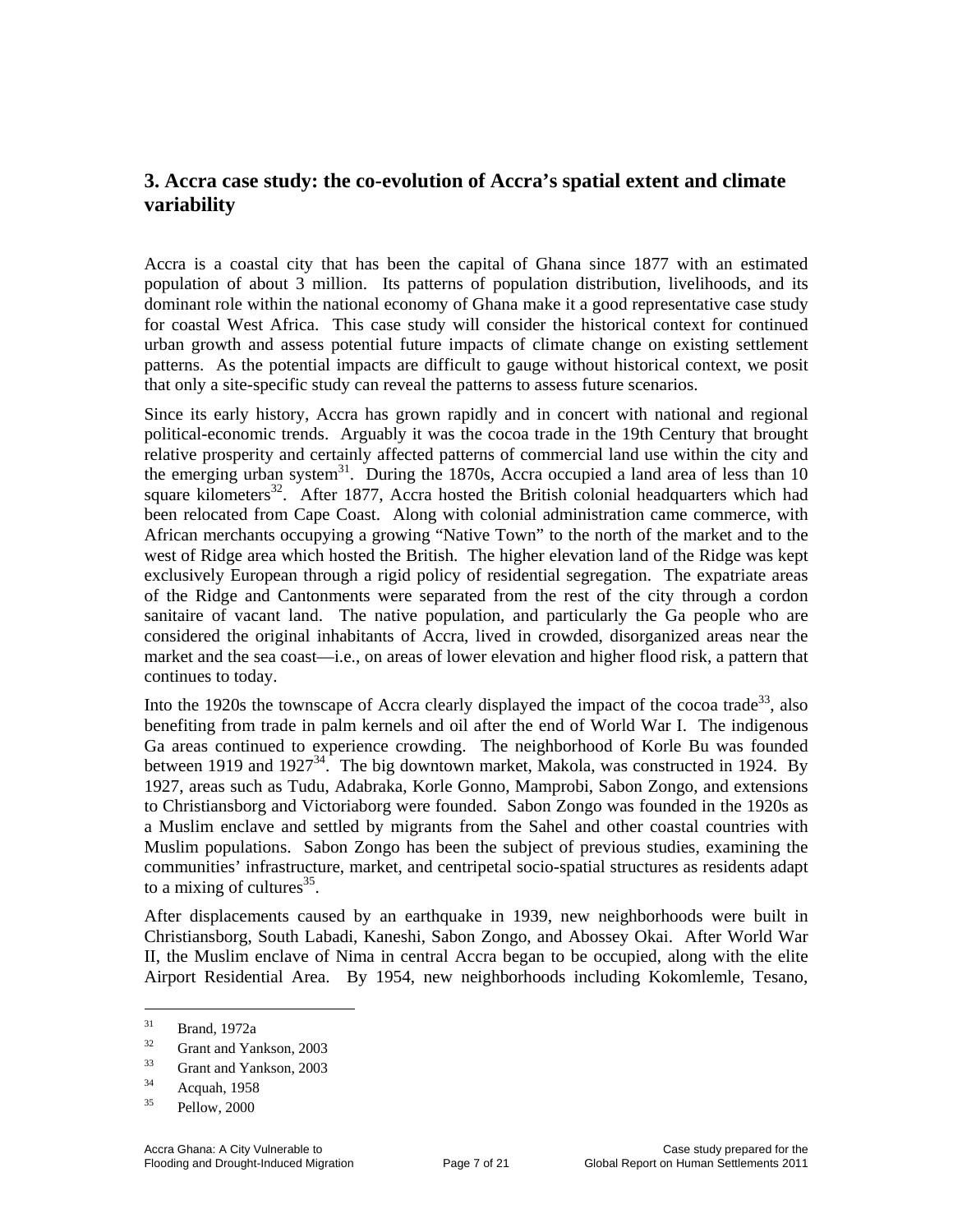## 3. Accra case study: the co-evolution of Accra's spatial extent and climate variability

Accra is a coastal city that has been the capital of Ghana since 1877 with an estimated population of about 3 million. Its patterns of population distribution, livelihoods, and its dominant role within the national economy of Ghana make it a good representative case study for coastal West Africa. This case study will consider the historical context for continued urban growth and assess potential future impacts of climate change on existing settlement patterns. As the potential impacts are difficult to gauge without historical context, we posit that only a site-specific study can reveal the patterns to assess future scenarios.

Since its early history, Accra has grown rapidly and in concert with national and regional political-economic trends. Arguably it was the cocoa trade in the 19th Century that brought relative prosperity and certainly affected patterns of commercial land use within the city and the emerging urban system[31]. During the 1870s, Accra occupied a land area of less than 10 square kilometers[32]. After 1877, Accra hosted the British colonial headquarters which had been relocated from Cape Coast. Along with colonial administration came commerce, with African merchants occupying a growing "Native Town" to the north of the market and to the west of Ridge area which hosted the British. The higher elevation land of the Ridge was kept exclusively European through a rigid policy of residential segregation. The expatriate areas of the Ridge and Cantonments were separated from the rest of the city through a cordon sanitaire of vacant land. The native population, and particularly the Ga people who are considered the original inhabitants of Accra, lived in crowded, disorganized areas near the market and the sea coast—i.e., on areas of lower elevation and higher flood risk, a pattern that continues to today.

Into the 1920s the townscape of Accra clearly displayed the impact of the cocoa trade[33], also benefiting from trade in palm kernels and oil after the end of World War I. The indigenous Ga areas continued to experience crowding. The neighborhood of Korle Bu was founded between 1919 and 1927[34]. The big downtown market, Makola, was constructed in 1924. By 1927, areas such as Tudu, Adabraka, Korle Gonno, Mamprobi, Sabon Zongo, and extensions to Christiansborg and Victoriaborg were founded. Sabon Zongo was founded in the 1920s as a Muslim enclave and settled by migrants from the Sahel and other coastal countries with Muslim populations. Sabon Zongo has been the subject of previous studies, examining the communities' infrastructure, market, and centripetal socio-spatial structures as residents adapt to a mixing of cultures[35].

After displacements caused by an earthquake in 1939, new neighborhoods were built in Christiansborg, South Labadi, Kaneshi, Sabon Zongo, and Abossey Okai. After World War II, the Muslim enclave of Nima in central Accra began to be occupied, along with the elite Airport Residential Area. By 1954, new neighborhoods including Kokomlemle, Tesano,

---

[31] Brand, 1972a

[32] Grant and Yankson, 2003

[33] Grant and Yankson, 2003

[34] Acquah, 1958

[35] Pellow, 2000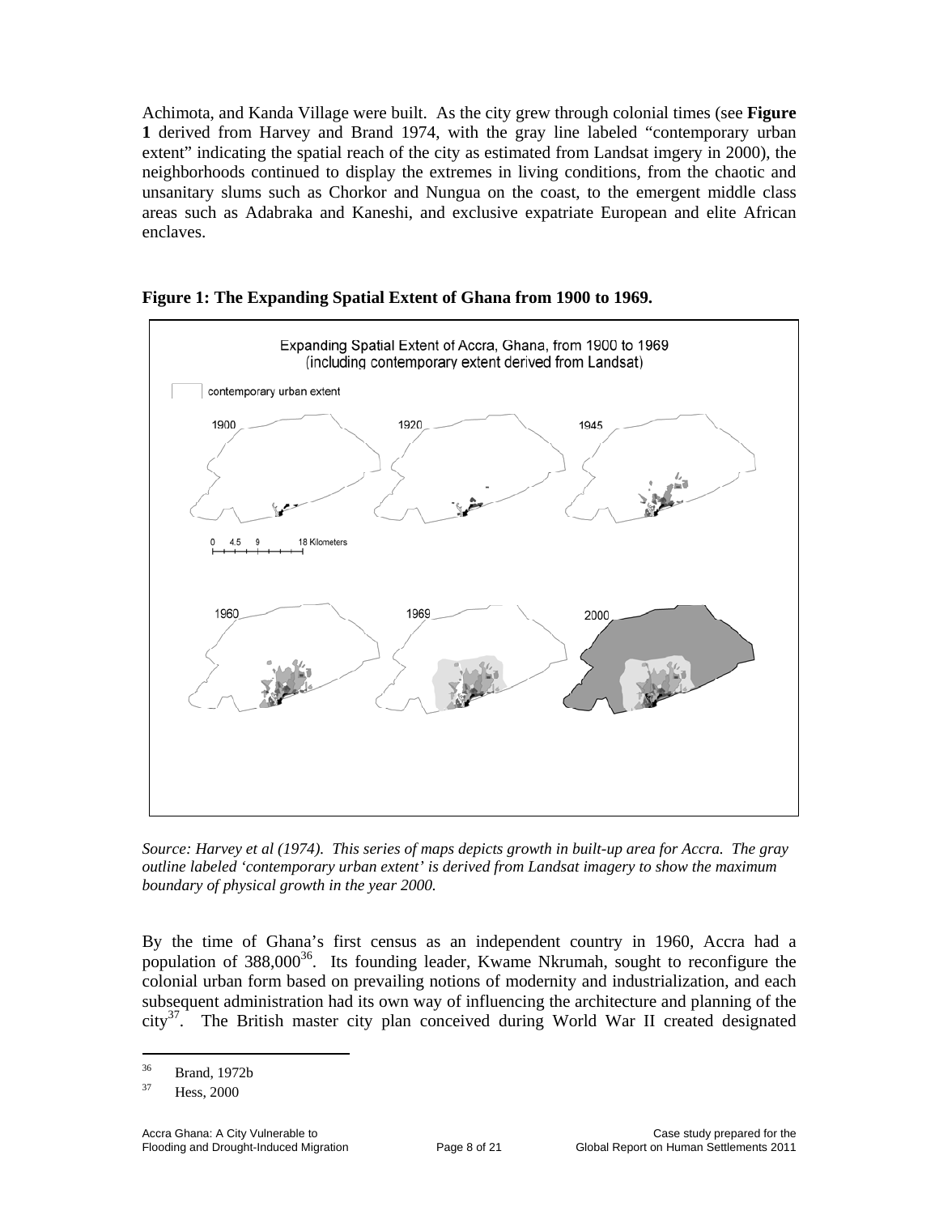Achimota, and Kanda Village were built. As the city grew through colonial times (see **Figure 1** derived from Harvey and Brand 1974, with the gray line labeled "contemporary urban extent" indicating the spatial reach of the city as estimated from Landsat imgery in 2000), the neighborhoods continued to display the extremes in living conditions, from the chaotic and unsanitary slums such as Chorkor and Nungua on the coast, to the emergent middle class areas such as Adabraka and Kaneshi, and exclusive expatriate European and elite African enclaves.

**Figure 1: The Expanding Spatial Extent of Ghana from 1900 to 1969.**

Expanding Spatial Extent of Accra, Ghana, from 1900 to 1969 (including contemporary extent derived from Landsat)

contemporary urban extent

1900 1920 1945

0 4.5 9 18 Kilometers

1960 1969 2000

*Source: Harvey et al (1974). This series of maps depicts growth in built-up area for Accra. The gray outline labeled 'contemporary urban extent' is derived from Landsat imagery to show the maximum boundary of physical growth in the year 2000.*

By the time of Ghana's first census as an independent country in 1960, Accra had a population of 388,000[36]. Its founding leader, Kwame Nkrumah, sought to reconfigure the colonial urban form based on prevailing notions of modernity and industrialization, and each subsequent administration had its own way of influencing the architecture and planning of the city[37]. The British master city plan conceived during World War II created designated

[36] Brand, 1972b

[37] Hess, 2000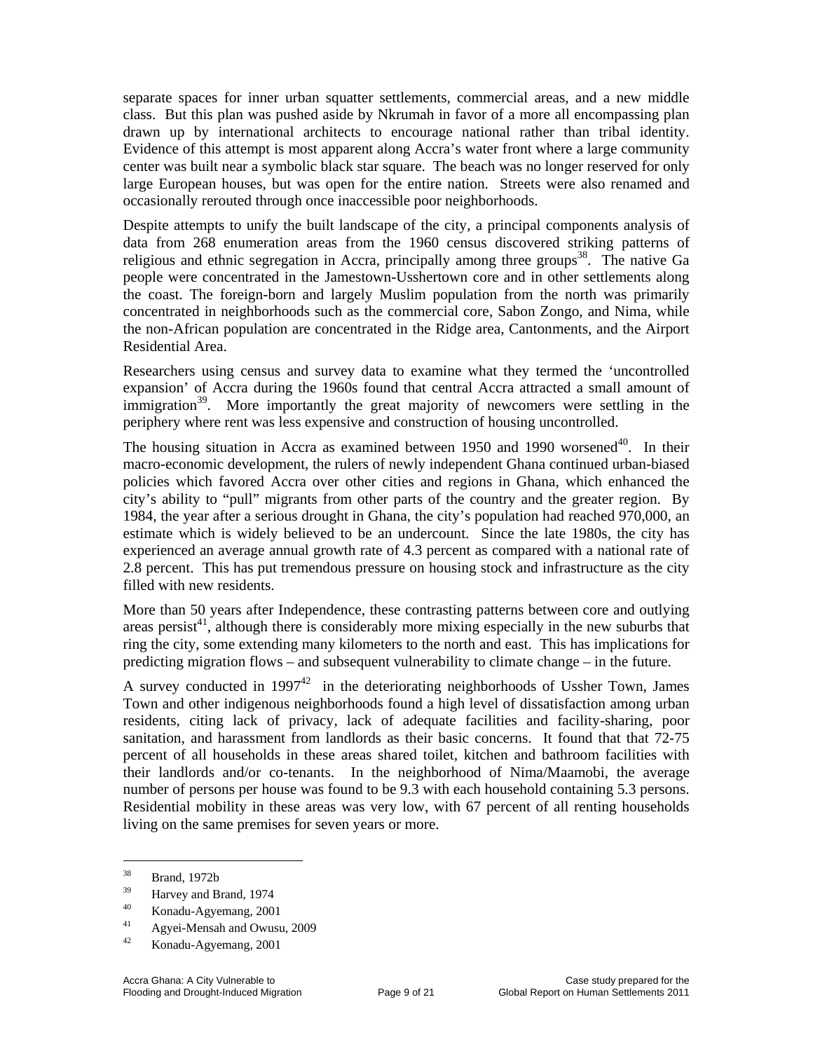separate spaces for inner urban squatter settlements, commercial areas, and a new middle class. But this plan was pushed aside by Nkrumah in favor of a more all encompassing plan drawn up by international architects to encourage national rather than tribal identity. Evidence of this attempt is most apparent along Accra's water front where a large community center was built near a symbolic black star square. The beach was no longer reserved for only large European houses, but was open for the entire nation. Streets were also renamed and occasionally rerouted through once inaccessible poor neighborhoods.

Despite attempts to unify the built landscape of the city, a principal components analysis of data from 268 enumeration areas from the 1960 census discovered striking patterns of religious and ethnic segregation in Accra, principally among three groups[38]. The native Ga people were concentrated in the Jamestown-Usshertown core and in other settlements along the coast. The foreign-born and largely Muslim population from the north was primarily concentrated in neighborhoods such as the commercial core, Sabon Zongo, and Nima, while the non-African population are concentrated in the Ridge area, Cantonments, and the Airport Residential Area.

Researchers using census and survey data to examine what they termed the 'uncontrolled expansion' of Accra during the 1960s found that central Accra attracted a small amount of immigration[39]. More importantly the great majority of newcomers were settling in the periphery where rent was less expensive and construction of housing uncontrolled.

The housing situation in Accra as examined between 1950 and 1990 worsened[40]. In their macro-economic development, the rulers of newly independent Ghana continued urban-biased policies which favored Accra over other cities and regions in Ghana, which enhanced the city's ability to "pull" migrants from other parts of the country and the greater region. By 1984, the year after a serious drought in Ghana, the city's population had reached 970,000, an estimate which is widely believed to be an undercount. Since the late 1980s, the city has experienced an average annual growth rate of 4.3 percent as compared with a national rate of 2.8 percent. This has put tremendous pressure on housing stock and infrastructure as the city filled with new residents.

More than 50 years after Independence, these contrasting patterns between core and outlying areas persist[41], although there is considerably more mixing especially in the new suburbs that ring the city, some extending many kilometers to the north and east. This has implications for predicting migration flows – and subsequent vulnerability to climate change – in the future.

A survey conducted in 1997[42] in the deteriorating neighborhoods of Ussher Town, James Town and other indigenous neighborhoods found a high level of dissatisfaction among urban residents, citing lack of privacy, lack of adequate facilities and facility-sharing, poor sanitation, and harassment from landlords as their basic concerns. It found that that 72-75 percent of all households in these areas shared toilet, kitchen and bathroom facilities with their landlords and/or co-tenants. In the neighborhood of Nima/Maamobi, the average number of persons per house was found to be 9.3 with each household containing 5.3 persons. Residential mobility in these areas was very low, with 67 percent of all renting households living on the same premises for seven years or more.

---

[38] Brand, 1972b

[39] Harvey and Brand, 1974

[40] Konadu-Agyemang, 2001

[41] Agyei-Mensah and Owusu, 2009

[42] Konadu-Agyemang, 2001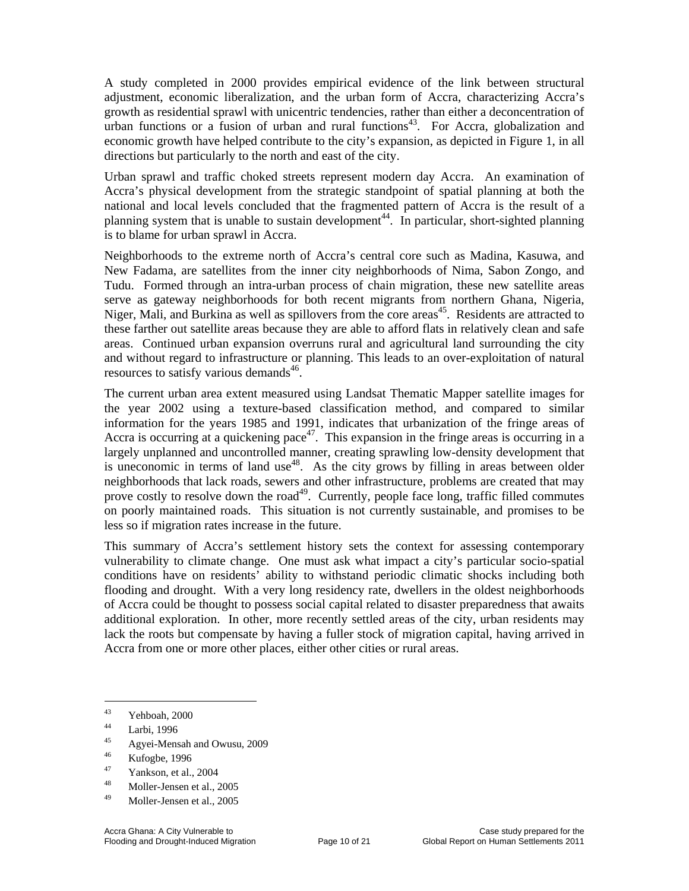A study completed in 2000 provides empirical evidence of the link between structural adjustment, economic liberalization, and the urban form of Accra, characterizing Accra's growth as residential sprawl with unicentric tendencies, rather than either a deconcentration of urban functions or a fusion of urban and rural functions[43]. For Accra, globalization and economic growth have helped contribute to the city's expansion, as depicted in Figure 1, in all directions but particularly to the north and east of the city.

Urban sprawl and traffic choked streets represent modern day Accra. An examination of Accra's physical development from the strategic standpoint of spatial planning at both the national and local levels concluded that the fragmented pattern of Accra is the result of a planning system that is unable to sustain development[44]. In particular, short-sighted planning is to blame for urban sprawl in Accra.

Neighborhoods to the extreme north of Accra's central core such as Madina, Kasuwa, and New Fadama, are satellites from the inner city neighborhoods of Nima, Sabon Zongo, and Tudu. Formed through an intra-urban process of chain migration, these new satellite areas serve as gateway neighborhoods for both recent migrants from northern Ghana, Nigeria, Niger, Mali, and Burkina as well as spillovers from the core areas[45]. Residents are attracted to these farther out satellite areas because they are able to afford flats in relatively clean and safe areas. Continued urban expansion overruns rural and agricultural land surrounding the city and without regard to infrastructure or planning. This leads to an over-exploitation of natural resources to satisfy various demands[46].

The current urban area extent measured using Landsat Thematic Mapper satellite images for the year 2002 using a texture-based classification method, and compared to similar information for the years 1985 and 1991, indicates that urbanization of the fringe areas of Accra is occurring at a quickening pace[47]. This expansion in the fringe areas is occurring in a largely unplanned and uncontrolled manner, creating sprawling low-density development that is uneconomic in terms of land use[48]. As the city grows by filling in areas between older neighborhoods that lack roads, sewers and other infrastructure, problems are created that may prove costly to resolve down the road[49]. Currently, people face long, traffic filled commutes on poorly maintained roads. This situation is not currently sustainable, and promises to be less so if migration rates increase in the future.

This summary of Accra's settlement history sets the context for assessing contemporary vulnerability to climate change. One must ask what impact a city's particular socio-spatial conditions have on residents' ability to withstand periodic climatic shocks including both flooding and drought. With a very long residency rate, dwellers in the oldest neighborhoods of Accra could be thought to possess social capital related to disaster preparedness that awaits additional exploration. In other, more recently settled areas of the city, urban residents may lack the roots but compensate by having a fuller stock of migration capital, having arrived in Accra from one or more other places, either other cities or rural areas.

---

[43] Yehboah, 2000

[44] Larbi, 1996

[45] Agyei-Mensah and Owusu, 2009

[46] Kufogbe, 1996

[47] Yankson, et al., 2004

[48] Moller-Jensen et al., 2005

[49] Moller-Jensen et al., 2005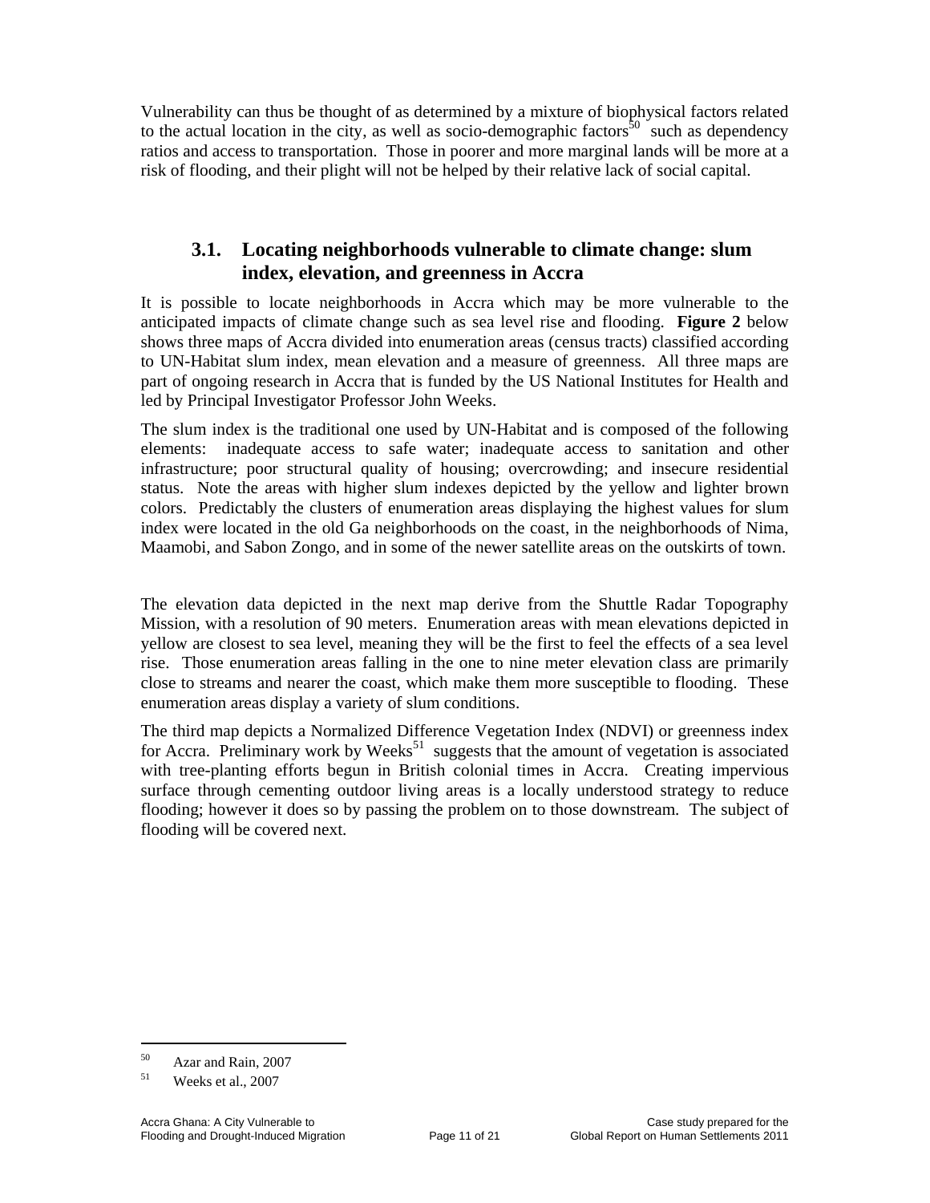Vulnerability can thus be thought of as determined by a mixture of biophysical factors related to the actual location in the city, as well as socio-demographic factors[50] such as dependency ratios and access to transportation. Those in poorer and more marginal lands will be more at a risk of flooding, and their plight will not be helped by their relative lack of social capital.

### 3.1. Locating neighborhoods vulnerable to climate change: slum index, elevation, and greenness in Accra

It is possible to locate neighborhoods in Accra which may be more vulnerable to the anticipated impacts of climate change such as sea level rise and flooding. **Figure 2** below shows three maps of Accra divided into enumeration areas (census tracts) classified according to UN-Habitat slum index, mean elevation and a measure of greenness. All three maps are part of ongoing research in Accra that is funded by the US National Institutes for Health and led by Principal Investigator Professor John Weeks.

The slum index is the traditional one used by UN-Habitat and is composed of the following elements: inadequate access to safe water; inadequate access to sanitation and other infrastructure; poor structural quality of housing; overcrowding; and insecure residential status. Note the areas with higher slum indexes depicted by the yellow and lighter brown colors. Predictably the clusters of enumeration areas displaying the highest values for slum index were located in the old Ga neighborhoods on the coast, in the neighborhoods of Nima, Maamobi, and Sabon Zongo, and in some of the newer satellite areas on the outskirts of town.

The elevation data depicted in the next map derive from the Shuttle Radar Topography Mission, with a resolution of 90 meters. Enumeration areas with mean elevations depicted in yellow are closest to sea level, meaning they will be the first to feel the effects of a sea level rise. Those enumeration areas falling in the one to nine meter elevation class are primarily close to streams and nearer the coast, which make them more susceptible to flooding. These enumeration areas display a variety of slum conditions.

The third map depicts a Normalized Difference Vegetation Index (NDVI) or greenness index for Accra. Preliminary work by Weeks[51] suggests that the amount of vegetation is associated with tree-planting efforts begun in British colonial times in Accra. Creating impervious surface through cementing outdoor living areas is a locally understood strategy to reduce flooding; however it does so by passing the problem on to those downstream. The subject of flooding will be covered next.

---

[50] Azar and Rain, 2007

[51] Weeks et al., 2007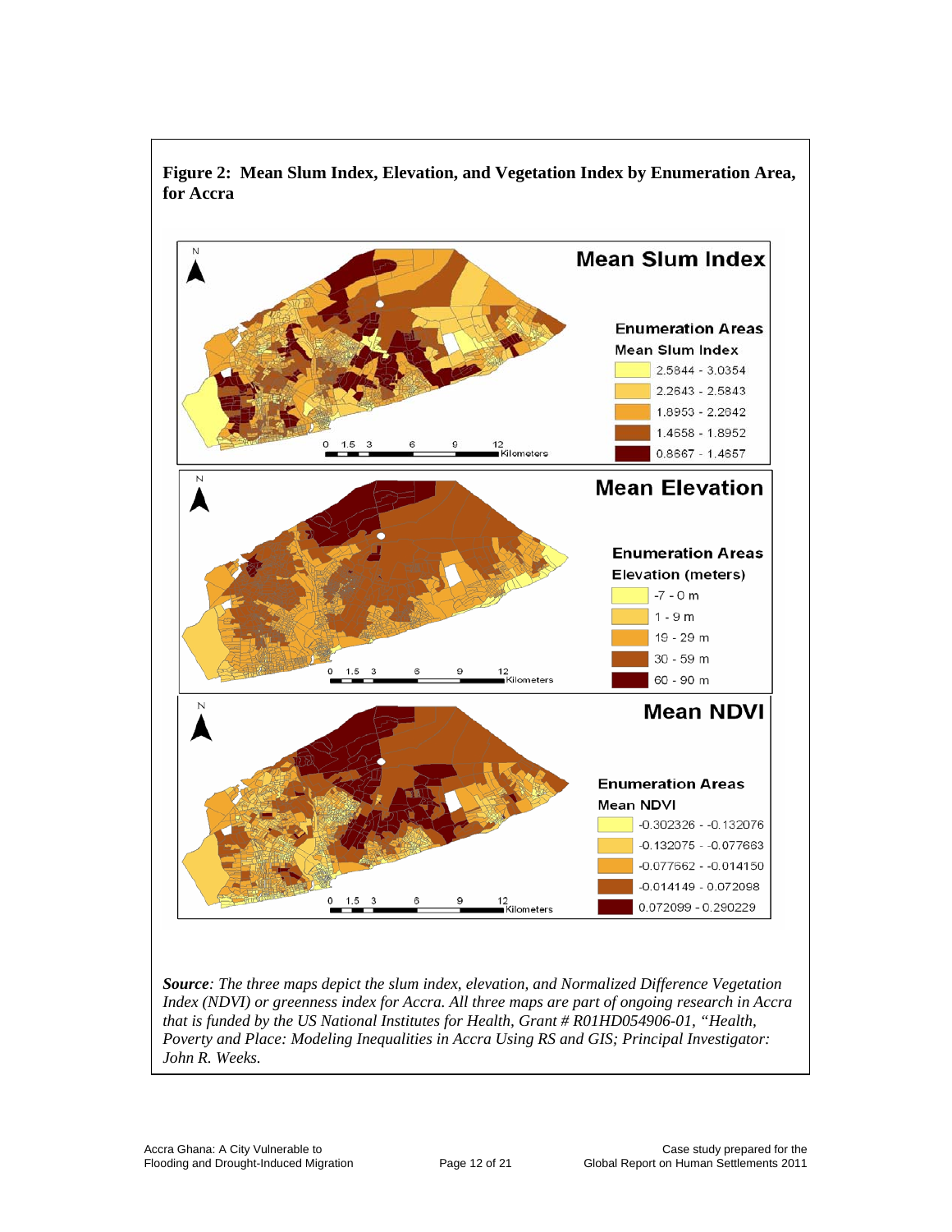**Figure 2: Mean Slum Index, Elevation, and Vegetation Index by Enumeration Area, for Accra**

***Source****: The three maps depict the slum index, elevation, and Normalized Difference Vegetation Index (NDVI) or greenness index for Accra. All three maps are part of ongoing research in Accra that is funded by the US National Institutes for Health, Grant # R01HD054906-01, "Health, Poverty and Place: Modeling Inequalities in Accra Using RS and GIS; Principal Investigator: John R. Weeks.*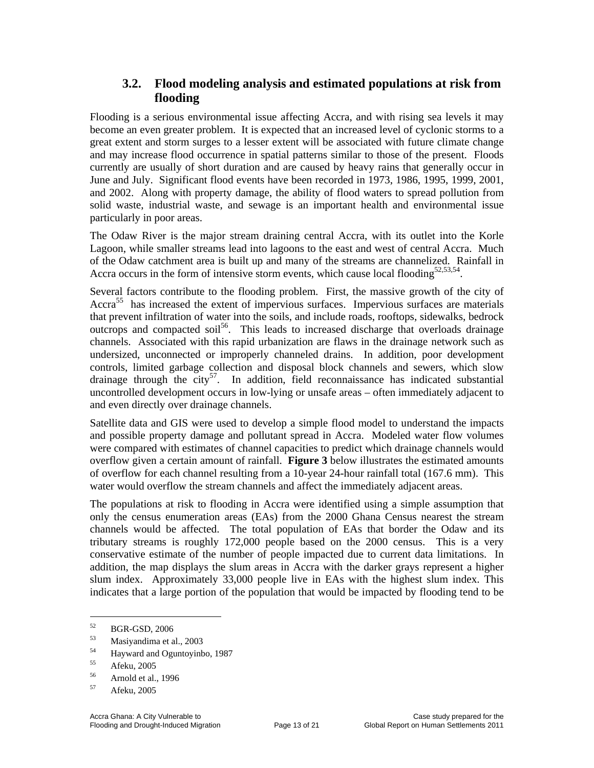## 3.2. Flood modeling analysis and estimated populations at risk from flooding

Flooding is a serious environmental issue affecting Accra, and with rising sea levels it may become an even greater problem. It is expected that an increased level of cyclonic storms to a great extent and storm surges to a lesser extent will be associated with future climate change and may increase flood occurrence in spatial patterns similar to those of the present. Floods currently are usually of short duration and are caused by heavy rains that generally occur in June and July. Significant flood events have been recorded in 1973, 1986, 1995, 1999, 2001, and 2002. Along with property damage, the ability of flood waters to spread pollution from solid waste, industrial waste, and sewage is an important health and environmental issue particularly in poor areas.

The Odaw River is the major stream draining central Accra, with its outlet into the Korle Lagoon, while smaller streams lead into lagoons to the east and west of central Accra. Much of the Odaw catchment area is built up and many of the streams are channelized. Rainfall in Accra occurs in the form of intensive storm events, which cause local flooding[52,53,54].

Several factors contribute to the flooding problem. First, the massive growth of the city of Accra[55] has increased the extent of impervious surfaces. Impervious surfaces are materials that prevent infiltration of water into the soils, and include roads, rooftops, sidewalks, bedrock outcrops and compacted soil[56]. This leads to increased discharge that overloads drainage channels. Associated with this rapid urbanization are flaws in the drainage network such as undersized, unconnected or improperly channeled drains. In addition, poor development controls, limited garbage collection and disposal block channels and sewers, which slow drainage through the city[57]. In addition, field reconnaissance has indicated substantial uncontrolled development occurs in low-lying or unsafe areas – often immediately adjacent to and even directly over drainage channels.

Satellite data and GIS were used to develop a simple flood model to understand the impacts and possible property damage and pollutant spread in Accra. Modeled water flow volumes were compared with estimates of channel capacities to predict which drainage channels would overflow given a certain amount of rainfall. **Figure 3** below illustrates the estimated amounts of overflow for each channel resulting from a 10-year 24-hour rainfall total (167.6 mm). This water would overflow the stream channels and affect the immediately adjacent areas.

The populations at risk to flooding in Accra were identified using a simple assumption that only the census enumeration areas (EAs) from the 2000 Ghana Census nearest the stream channels would be affected. The total population of EAs that border the Odaw and its tributary streams is roughly 172,000 people based on the 2000 census. This is a very conservative estimate of the number of people impacted due to current data limitations. In addition, the map displays the slum areas in Accra with the darker grays represent a higher slum index. Approximately 33,000 people live in EAs with the highest slum index. This indicates that a large portion of the population that would be impacted by flooding tend to be

---

[52] BGR-GSD, 2006

[53] Masiyandima et al., 2003

[54] Hayward and Oguntoyinbo, 1987

[55] Afeku, 2005

[56] Arnold et al., 1996

[57] Afeku, 2005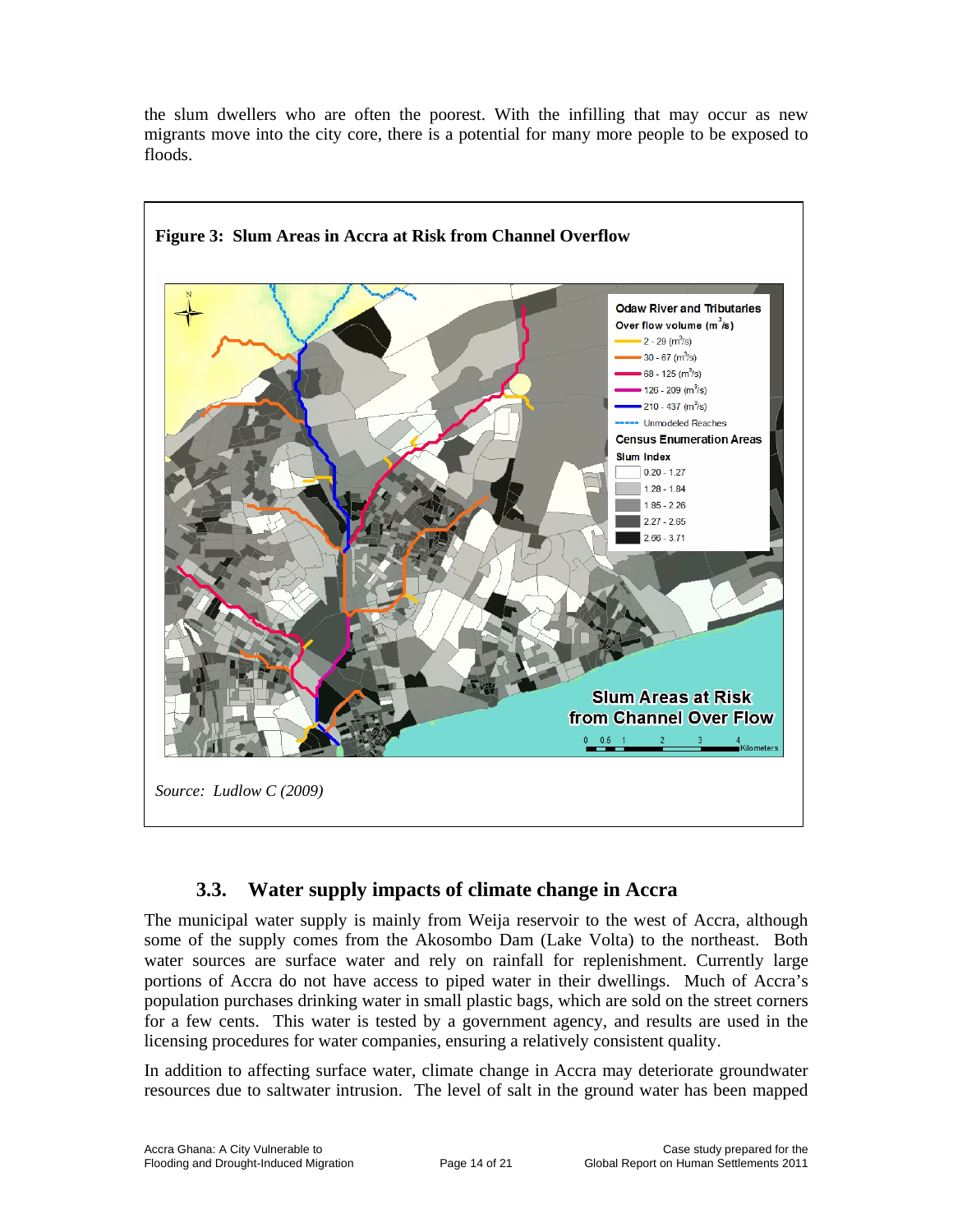the slum dwellers who are often the poorest. With the infilling that may occur as new migrants move into the city core, there is a potential for many more people to be exposed to floods.

**Figure 3: Slum Areas in Accra at Risk from Channel Overflow**

*Source: Ludlow C (2009)*

### 3.3. Water supply impacts of climate change in Accra

The municipal water supply is mainly from Weija reservoir to the west of Accra, although some of the supply comes from the Akosombo Dam (Lake Volta) to the northeast. Both water sources are surface water and rely on rainfall for replenishment. Currently large portions of Accra do not have access to piped water in their dwellings. Much of Accra's population purchases drinking water in small plastic bags, which are sold on the street corners for a few cents. This water is tested by a government agency, and results are used in the licensing procedures for water companies, ensuring a relatively consistent quality.

In addition to affecting surface water, climate change in Accra may deteriorate groundwater resources due to saltwater intrusion. The level of salt in the ground water has been mapped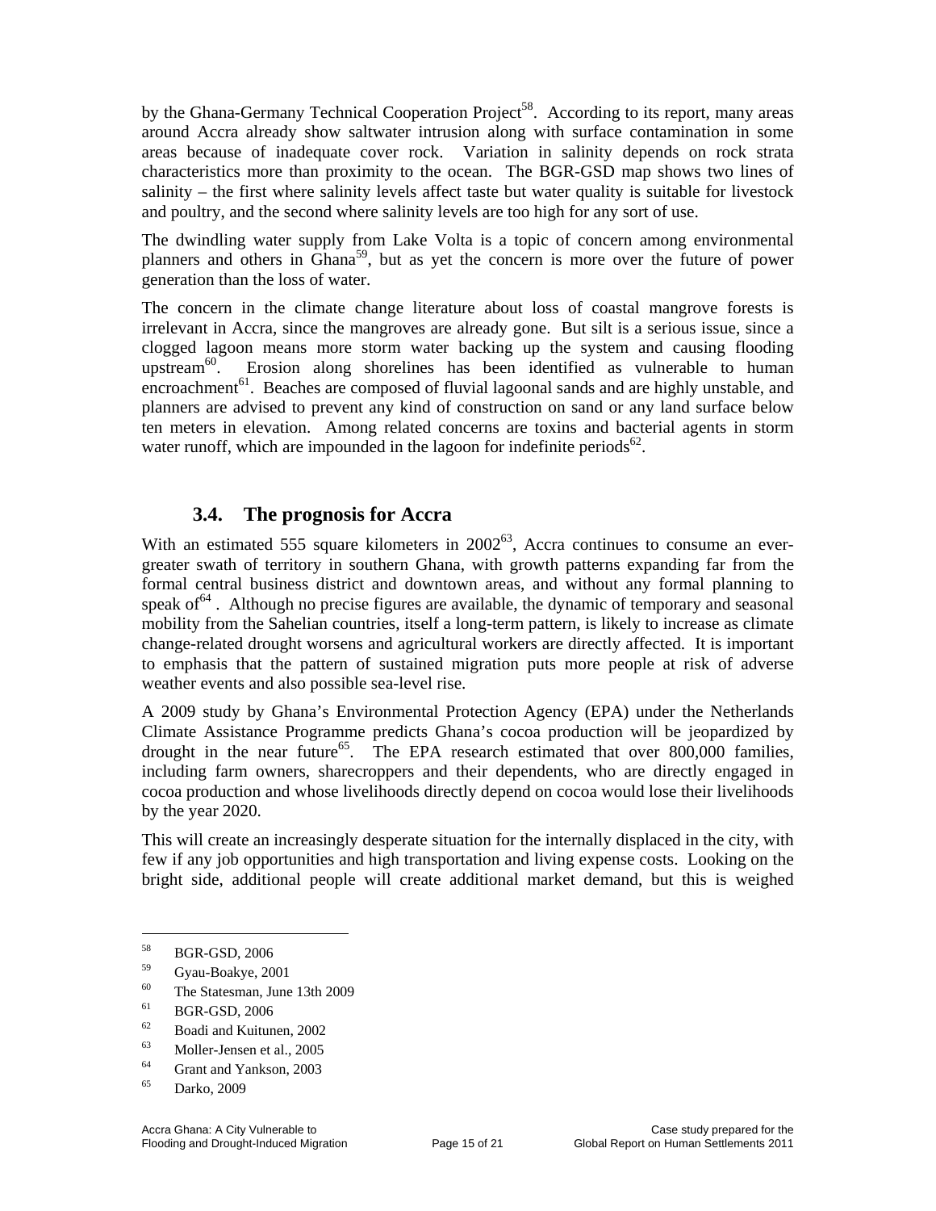by the Ghana-Germany Technical Cooperation Project[58]. According to its report, many areas around Accra already show saltwater intrusion along with surface contamination in some areas because of inadequate cover rock. Variation in salinity depends on rock strata characteristics more than proximity to the ocean. The BGR-GSD map shows two lines of salinity – the first where salinity levels affect taste but water quality is suitable for livestock and poultry, and the second where salinity levels are too high for any sort of use.

The dwindling water supply from Lake Volta is a topic of concern among environmental planners and others in Ghana[59], but as yet the concern is more over the future of power generation than the loss of water.

The concern in the climate change literature about loss of coastal mangrove forests is irrelevant in Accra, since the mangroves are already gone. But silt is a serious issue, since a clogged lagoon means more storm water backing up the system and causing flooding upstream[60]. Erosion along shorelines has been identified as vulnerable to human encroachment[61]. Beaches are composed of fluvial lagoonal sands and are highly unstable, and planners are advised to prevent any kind of construction on sand or any land surface below ten meters in elevation. Among related concerns are toxins and bacterial agents in storm water runoff, which are impounded in the lagoon for indefinite periods[62].

### 3.4. The prognosis for Accra

With an estimated 555 square kilometers in 2002[63], Accra continues to consume an ever-greater swath of territory in southern Ghana, with growth patterns expanding far from the formal central business district and downtown areas, and without any formal planning to speak of[64]. Although no precise figures are available, the dynamic of temporary and seasonal mobility from the Sahelian countries, itself a long-term pattern, is likely to increase as climate change-related drought worsens and agricultural workers are directly affected. It is important to emphasis that the pattern of sustained migration puts more people at risk of adverse weather events and also possible sea-level rise.

A 2009 study by Ghana's Environmental Protection Agency (EPA) under the Netherlands Climate Assistance Programme predicts Ghana's cocoa production will be jeopardized by drought in the near future[65]. The EPA research estimated that over 800,000 families, including farm owners, sharecroppers and their dependents, who are directly engaged in cocoa production and whose livelihoods directly depend on cocoa would lose their livelihoods by the year 2020.

This will create an increasingly desperate situation for the internally displaced in the city, with few if any job opportunities and high transportation and living expense costs. Looking on the bright side, additional people will create additional market demand, but this is weighed

---

[58] BGR-GSD, 2006
[59] Gyau-Boakye, 2001
[60] The Statesman, June 13th 2009
[61] BGR-GSD, 2006
[62] Boadi and Kuitunen, 2002
[63] Moller-Jensen et al., 2005
[64] Grant and Yankson, 2003
[65] Darko, 2009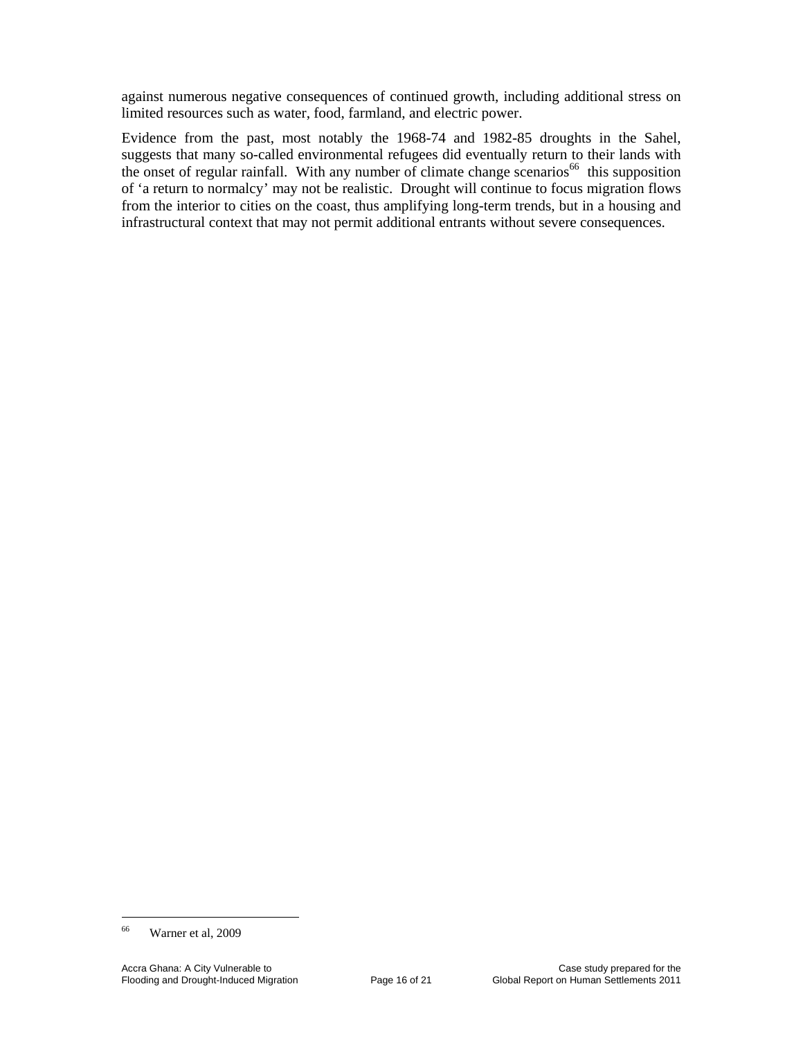against numerous negative consequences of continued growth, including additional stress on limited resources such as water, food, farmland, and electric power.

Evidence from the past, most notably the 1968-74 and 1982-85 droughts in the Sahel, suggests that many so-called environmental refugees did eventually return to their lands with the onset of regular rainfall. With any number of climate change scenarios[66] this supposition of 'a return to normalcy' may not be realistic. Drought will continue to focus migration flows from the interior to cities on the coast, thus amplifying long-term trends, but in a housing and infrastructural context that may not permit additional entrants without severe consequences.

---

[66] Warner et al, 2009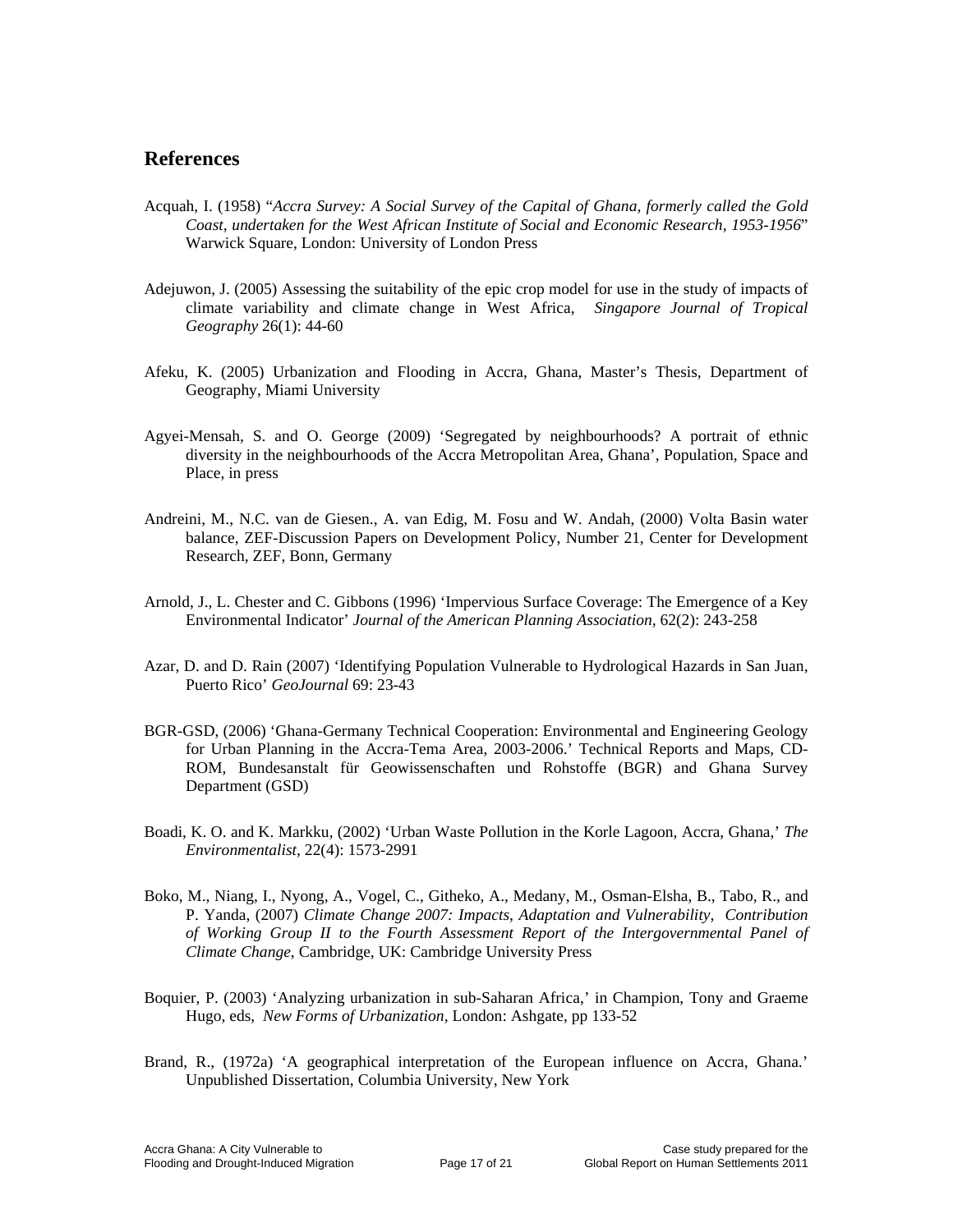## References

Acquah, I. (1958) "*Accra Survey: A Social Survey of the Capital of Ghana, formerly called the Gold Coast, undertaken for the West African Institute of Social and Economic Research, 1953-1956*" Warwick Square, London: University of London Press

Adejuwon, J. (2005) Assessing the suitability of the epic crop model for use in the study of impacts of climate variability and climate change in West Africa, *Singapore Journal of Tropical Geography* 26(1): 44-60

Afeku, K. (2005) Urbanization and Flooding in Accra, Ghana, Master's Thesis, Department of Geography, Miami University

Agyei-Mensah, S. and O. George (2009) 'Segregated by neighbourhoods? A portrait of ethnic diversity in the neighbourhoods of the Accra Metropolitan Area, Ghana', Population, Space and Place, in press

Andreini, M., N.C. van de Giesen., A. van Edig, M. Fosu and W. Andah, (2000) Volta Basin water balance, ZEF-Discussion Papers on Development Policy, Number 21, Center for Development Research, ZEF, Bonn, Germany

Arnold, J., L. Chester and C. Gibbons (1996) 'Impervious Surface Coverage: The Emergence of a Key Environmental Indicator' *Journal of the American Planning Association*, 62(2): 243-258

Azar, D. and D. Rain (2007) 'Identifying Population Vulnerable to Hydrological Hazards in San Juan, Puerto Rico' *GeoJournal* 69: 23-43

BGR-GSD, (2006) 'Ghana-Germany Technical Cooperation: Environmental and Engineering Geology for Urban Planning in the Accra-Tema Area, 2003-2006.' Technical Reports and Maps, CD-ROM, Bundesanstalt für Geowissenschaften und Rohstoffe (BGR) and Ghana Survey Department (GSD)

Boadi, K. O. and K. Markku, (2002) 'Urban Waste Pollution in the Korle Lagoon, Accra, Ghana,' *The Environmentalist*, 22(4): 1573-2991

Boko, M., Niang, I., Nyong, A., Vogel, C., Githeko, A., Medany, M., Osman-Elsha, B., Tabo, R., and P. Yanda, (2007) *Climate Change 2007: Impacts, Adaptation and Vulnerability, Contribution of Working Group II to the Fourth Assessment Report of the Intergovernmental Panel of Climate Change*, Cambridge, UK: Cambridge University Press

Boquier, P. (2003) 'Analyzing urbanization in sub-Saharan Africa,' in Champion, Tony and Graeme Hugo, eds, *New Forms of Urbanization*, London: Ashgate, pp 133-52

Brand, R., (1972a) 'A geographical interpretation of the European influence on Accra, Ghana.' Unpublished Dissertation, Columbia University, New York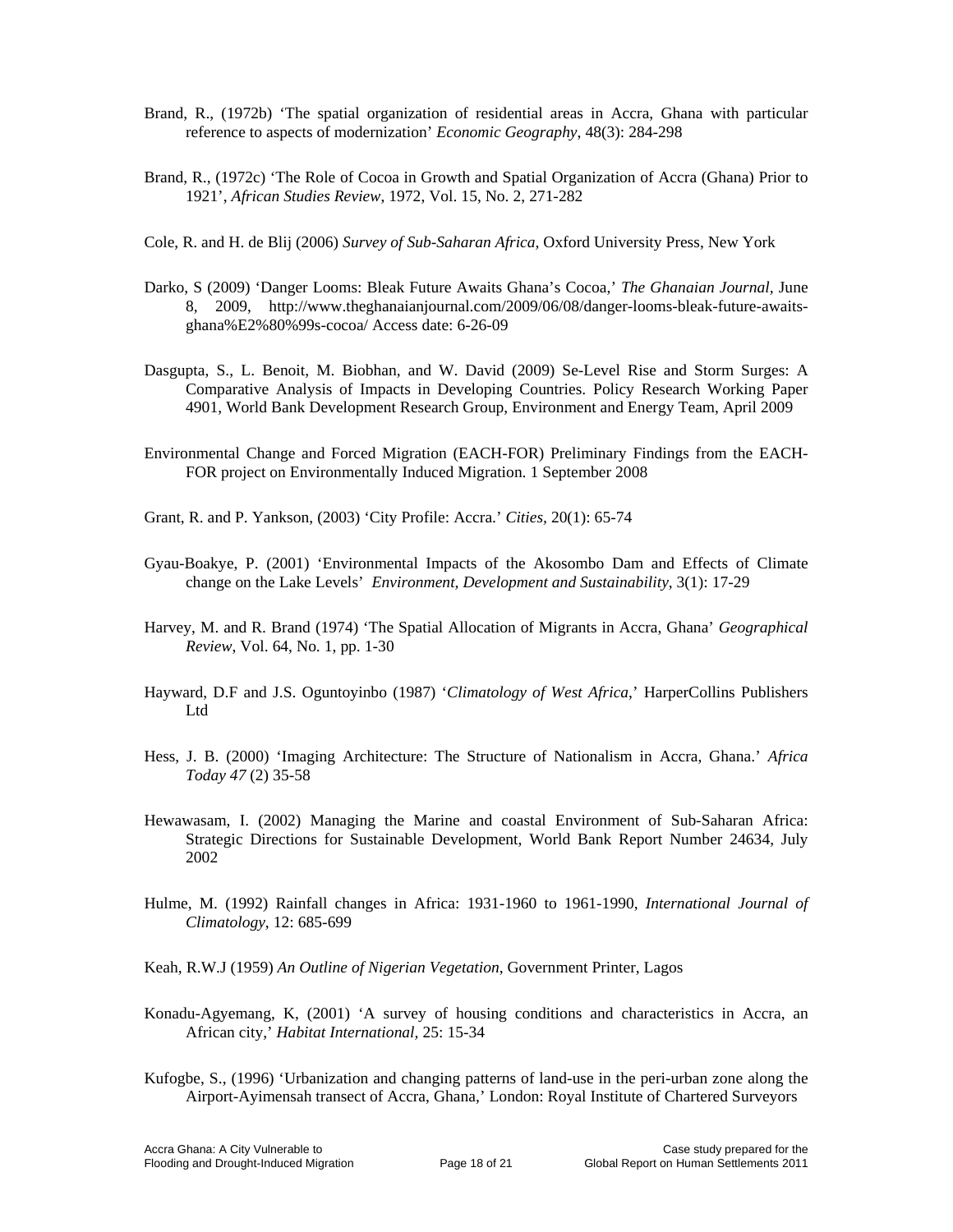Brand, R., (1972b) 'The spatial organization of residential areas in Accra, Ghana with particular reference to aspects of modernization' *Economic Geography*, 48(3): 284-298

Brand, R., (1972c) 'The Role of Cocoa in Growth and Spatial Organization of Accra (Ghana) Prior to 1921', *African Studies Review*, 1972, Vol. 15, No. 2, 271-282

Cole, R. and H. de Blij (2006) *Survey of Sub-Saharan Africa*, Oxford University Press, New York

Darko, S (2009) 'Danger Looms: Bleak Future Awaits Ghana's Cocoa,' *The Ghanaian Journal*, June 8, 2009, http://www.theghanaianjournal.com/2009/06/08/danger-looms-bleak-future-awaits-ghana%E2%80%99s-cocoa/ Access date: 6-26-09

Dasgupta, S., L. Benoit, M. Biobhan, and W. David (2009) Se-Level Rise and Storm Surges: A Comparative Analysis of Impacts in Developing Countries. Policy Research Working Paper 4901, World Bank Development Research Group, Environment and Energy Team, April 2009

Environmental Change and Forced Migration (EACH-FOR) Preliminary Findings from the EACH-FOR project on Environmentally Induced Migration. 1 September 2008

Grant, R. and P. Yankson, (2003) 'City Profile: Accra.' *Cities*, 20(1): 65-74

Gyau-Boakye, P. (2001) 'Environmental Impacts of the Akosombo Dam and Effects of Climate change on the Lake Levels' *Environment, Development and Sustainability*, 3(1): 17-29

Harvey, M. and R. Brand (1974) 'The Spatial Allocation of Migrants in Accra, Ghana' *Geographical Review*, Vol. 64, No. 1, pp. 1-30

Hayward, D.F and J.S. Oguntoyinbo (1987) '*Climatology of West Africa*,' HarperCollins Publishers Ltd

Hess, J. B. (2000) 'Imaging Architecture: The Structure of Nationalism in Accra, Ghana.' *Africa Today 47* (2) 35-58

Hewawasam, I. (2002) Managing the Marine and coastal Environment of Sub-Saharan Africa: Strategic Directions for Sustainable Development, World Bank Report Number 24634, July 2002

Hulme, M. (1992) Rainfall changes in Africa: 1931-1960 to 1961-1990, *International Journal of Climatology*, 12: 685-699

Keah, R.W.J (1959) *An Outline of Nigerian Vegetation*, Government Printer, Lagos

Konadu-Agyemang, K, (2001) 'A survey of housing conditions and characteristics in Accra, an African city,' *Habitat International*, 25: 15-34

Kufogbe, S., (1996) 'Urbanization and changing patterns of land-use in the peri-urban zone along the Airport-Ayimensah transect of Accra, Ghana,' London: Royal Institute of Chartered Surveyors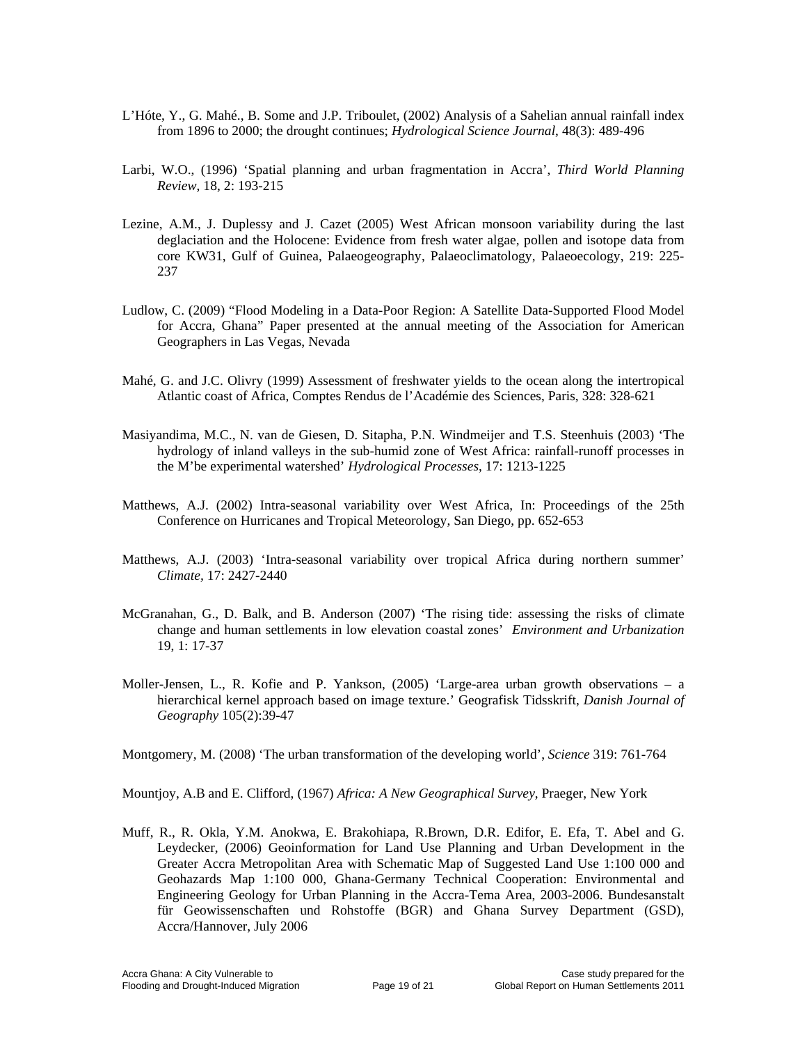L'Hóte, Y., G. Mahé., B. Some and J.P. Triboulet, (2002) Analysis of a Sahelian annual rainfall index from 1896 to 2000; the drought continues; *Hydrological Science Journal*, 48(3): 489-496

Larbi, W.O., (1996) 'Spatial planning and urban fragmentation in Accra', *Third World Planning Review*, 18, 2: 193-215

Lezine, A.M., J. Duplessy and J. Cazet (2005) West African monsoon variability during the last deglaciation and the Holocene: Evidence from fresh water algae, pollen and isotope data from core KW31, Gulf of Guinea, Palaeogeography, Palaeoclimatology, Palaeoecology, 219: 225-237

Ludlow, C. (2009) "Flood Modeling in a Data-Poor Region: A Satellite Data-Supported Flood Model for Accra, Ghana" Paper presented at the annual meeting of the Association for American Geographers in Las Vegas, Nevada

Mahé, G. and J.C. Olivry (1999) Assessment of freshwater yields to the ocean along the intertropical Atlantic coast of Africa, Comptes Rendus de l'Académie des Sciences, Paris, 328: 328-621

Masiyandima, M.C., N. van de Giesen, D. Sitapha, P.N. Windmeijer and T.S. Steenhuis (2003) 'The hydrology of inland valleys in the sub-humid zone of West Africa: rainfall-runoff processes in the M'be experimental watershed' *Hydrological Processes*, 17: 1213-1225

Matthews, A.J. (2002) Intra-seasonal variability over West Africa, In: Proceedings of the 25th Conference on Hurricanes and Tropical Meteorology, San Diego, pp. 652-653

Matthews, A.J. (2003) 'Intra-seasonal variability over tropical Africa during northern summer' *Climate,* 17: 2427-2440

McGranahan, G., D. Balk, and B. Anderson (2007) 'The rising tide: assessing the risks of climate change and human settlements in low elevation coastal zones' *Environment and Urbanization* 19, 1: 17-37

Moller-Jensen, L., R. Kofie and P. Yankson, (2005) 'Large-area urban growth observations – a hierarchical kernel approach based on image texture.' Geografisk Tidsskrift, *Danish Journal of Geography* 105(2):39-47

Montgomery, M. (2008) 'The urban transformation of the developing world', *Science* 319: 761-764

Mountjoy, A.B and E. Clifford, (1967) *Africa: A New Geographical Survey*, Praeger, New York

Muff, R., R. Okla, Y.M. Anokwa, E. Brakohiapa, R.Brown, D.R. Edifor, E. Efa, T. Abel and G. Leydecker, (2006) Geoinformation for Land Use Planning and Urban Development in the Greater Accra Metropolitan Area with Schematic Map of Suggested Land Use 1:100 000 and Geohazards Map 1:100 000, Ghana-Germany Technical Cooperation: Environmental and Engineering Geology for Urban Planning in the Accra-Tema Area, 2003-2006. Bundesanstalt für Geowissenschaften und Rohstoffe (BGR) and Ghana Survey Department (GSD), Accra/Hannover, July 2006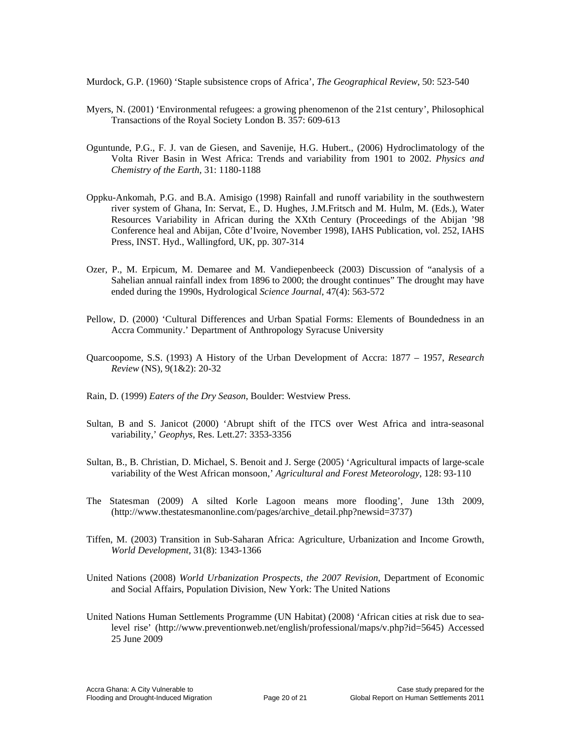Murdock, G.P. (1960) 'Staple subsistence crops of Africa', *The Geographical Review*, 50: 523-540

Myers, N. (2001) 'Environmental refugees: a growing phenomenon of the 21st century', Philosophical Transactions of the Royal Society London B. 357: 609-613

Oguntunde, P.G., F. J. van de Giesen, and Savenije, H.G. Hubert., (2006) Hydroclimatology of the Volta River Basin in West Africa: Trends and variability from 1901 to 2002. *Physics and Chemistry of the Earth*, 31: 1180-1188

Oppku-Ankomah, P.G. and B.A. Amisigo (1998) Rainfall and runoff variability in the southwestern river system of Ghana, In: Servat, E., D. Hughes, J.M.Fritsch and M. Hulm, M. (Eds.), Water Resources Variability in African during the XXth Century (Proceedings of the Abijan '98 Conference heal and Abijan, Côte d'Ivoire, November 1998), IAHS Publication, vol. 252, IAHS Press, INST. Hyd., Wallingford, UK, pp. 307-314

Ozer, P., M. Erpicum, M. Demaree and M. Vandiepenbeeck (2003) Discussion of "analysis of a Sahelian annual rainfall index from 1896 to 2000; the drought continues" The drought may have ended during the 1990s, Hydrological *Science Journal*, 47(4): 563-572

Pellow, D. (2000) 'Cultural Differences and Urban Spatial Forms: Elements of Boundedness in an Accra Community.' Department of Anthropology Syracuse University

Quarcoopome, S.S. (1993) A History of the Urban Development of Accra: 1877 – 1957, *Research Review* (NS), 9(1&2): 20-32

Rain, D. (1999) *Eaters of the Dry Season*, Boulder: Westview Press.

Sultan, B and S. Janicot (2000) 'Abrupt shift of the ITCS over West Africa and intra-seasonal variability,' *Geophys*, Res. Lett.27: 3353-3356

Sultan, B., B. Christian, D. Michael, S. Benoit and J. Serge (2005) 'Agricultural impacts of large-scale variability of the West African monsoon,' *Agricultural and Forest Meteorology*, 128: 93-110

The Statesman (2009) A silted Korle Lagoon means more flooding', June 13th 2009, (http://www.thestatesmanonline.com/pages/archive_detail.php?newsid=3737)

Tiffen, M. (2003) Transition in Sub-Saharan Africa: Agriculture, Urbanization and Income Growth, *World Development*, 31(8): 1343-1366

United Nations (2008) *World Urbanization Prospects, the 2007 Revision*, Department of Economic and Social Affairs, Population Division, New York: The United Nations

United Nations Human Settlements Programme (UN Habitat) (2008) 'African cities at risk due to sea-level rise' (http://www.preventionweb.net/english/professional/maps/v.php?id=5645) Accessed 25 June 2009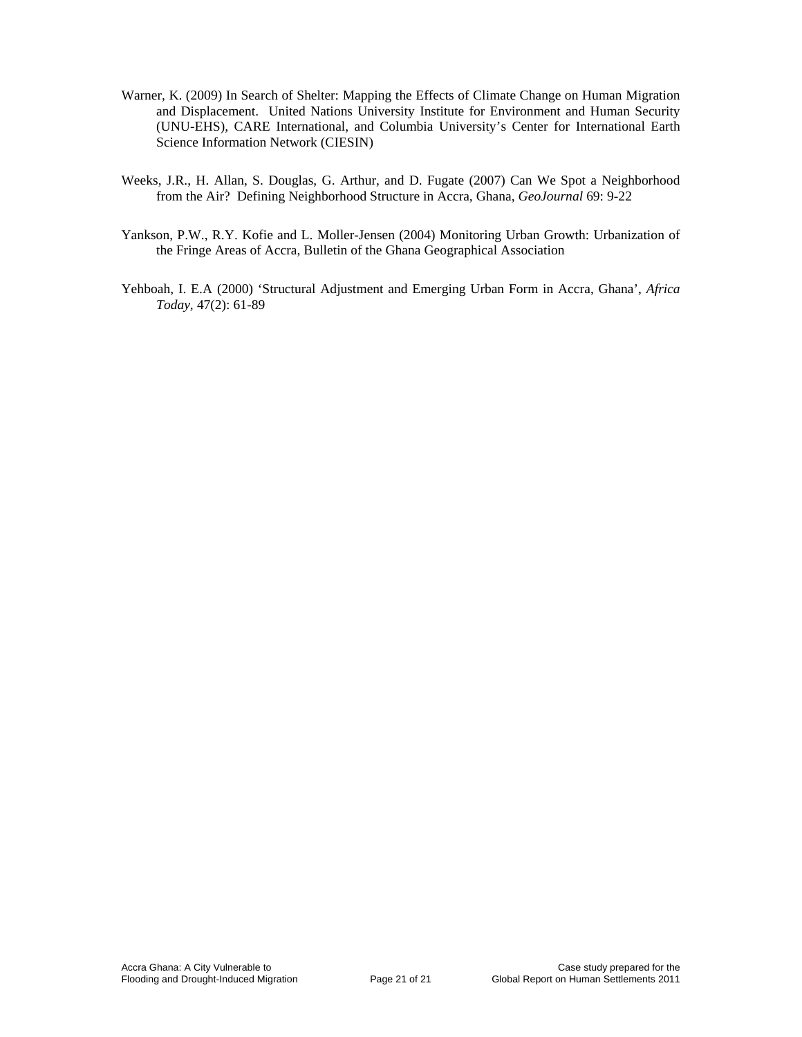Warner, K. (2009) In Search of Shelter: Mapping the Effects of Climate Change on Human Migration and Displacement. United Nations University Institute for Environment and Human Security (UNU-EHS), CARE International, and Columbia University's Center for International Earth Science Information Network (CIESIN)

Weeks, J.R., H. Allan, S. Douglas, G. Arthur, and D. Fugate (2007) Can We Spot a Neighborhood from the Air? Defining Neighborhood Structure in Accra, Ghana, *GeoJournal* 69: 9-22

Yankson, P.W., R.Y. Kofie and L. Moller-Jensen (2004) Monitoring Urban Growth: Urbanization of the Fringe Areas of Accra, Bulletin of the Ghana Geographical Association

Yehboah, I. E.A (2000) 'Structural Adjustment and Emerging Urban Form in Accra, Ghana', *Africa Today*, 47(2): 61-89